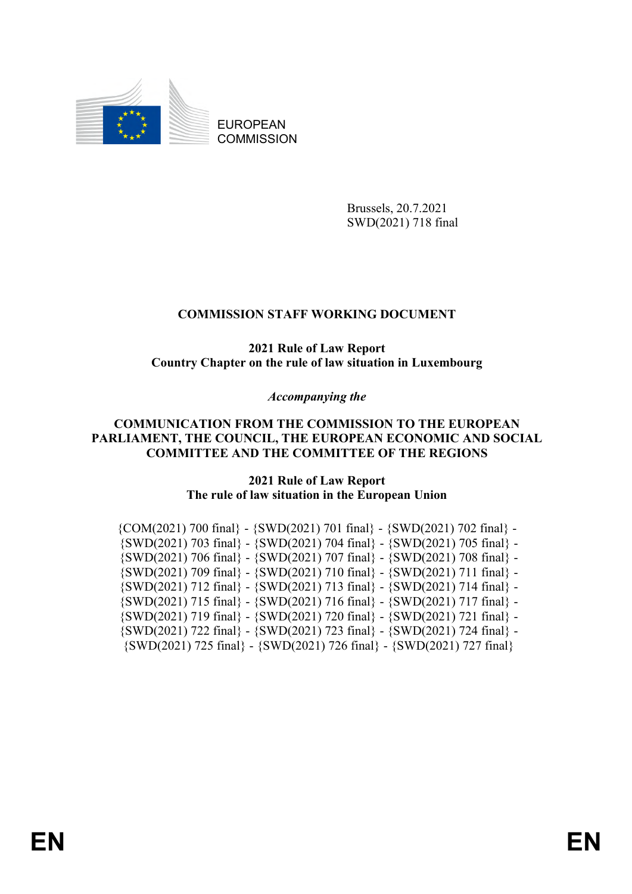EUROPEAN COMMISSION

Brussels, 20.7.2021
SWD(2021) 718 final

# COMMISSION STAFF WORKING DOCUMENT

## 2021 Rule of Law Report
## Country Chapter on the rule of law situation in Luxembourg

*Accompanying the*

## COMMUNICATION FROM THE COMMISSION TO THE EUROPEAN PARLIAMENT, THE COUNCIL, THE EUROPEAN ECONOMIC AND SOCIAL COMMITTEE AND THE COMMITTEE OF THE REGIONS

## 2021 Rule of Law Report
## The rule of law situation in the European Union

{COM(2021) 700 final} - {SWD(2021) 701 final} - {SWD(2021) 702 final} - {SWD(2021) 703 final} - {SWD(2021) 704 final} - {SWD(2021) 705 final} - {SWD(2021) 706 final} - {SWD(2021) 707 final} - {SWD(2021) 708 final} - {SWD(2021) 709 final} - {SWD(2021) 710 final} - {SWD(2021) 711 final} - {SWD(2021) 712 final} - {SWD(2021) 713 final} - {SWD(2021) 714 final} - {SWD(2021) 715 final} - {SWD(2021) 716 final} - {SWD(2021) 717 final} - {SWD(2021) 719 final} - {SWD(2021) 720 final} - {SWD(2021) 721 final} - {SWD(2021) 722 final} - {SWD(2021) 723 final} - {SWD(2021) 724 final} - {SWD(2021) 725 final} - {SWD(2021) 726 final} - {SWD(2021) 727 final}

EN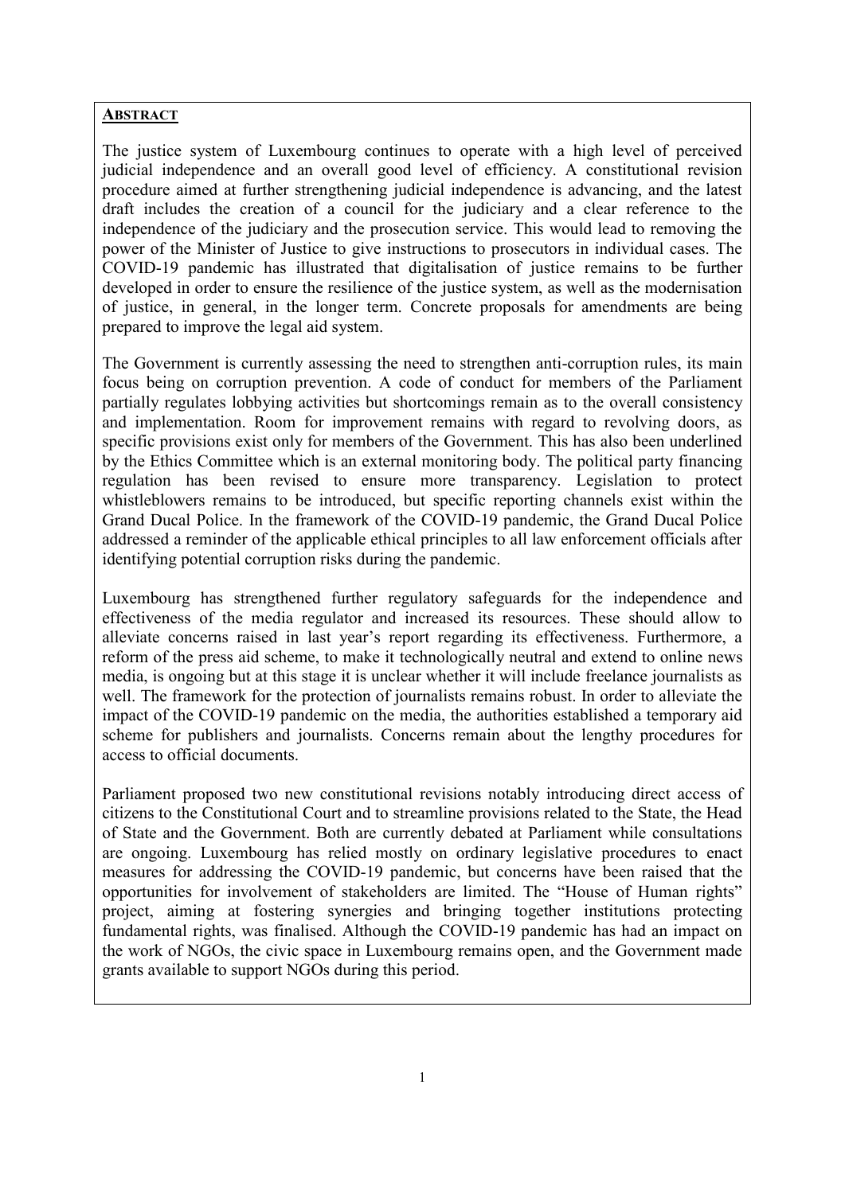## ABSTRACT

The justice system of Luxembourg continues to operate with a high level of perceived judicial independence and an overall good level of efficiency. A constitutional revision procedure aimed at further strengthening judicial independence is advancing, and the latest draft includes the creation of a council for the judiciary and a clear reference to the independence of the judiciary and the prosecution service. This would lead to removing the power of the Minister of Justice to give instructions to prosecutors in individual cases. The COVID-19 pandemic has illustrated that digitalisation of justice remains to be further developed in order to ensure the resilience of the justice system, as well as the modernisation of justice, in general, in the longer term. Concrete proposals for amendments are being prepared to improve the legal aid system.

The Government is currently assessing the need to strengthen anti-corruption rules, its main focus being on corruption prevention. A code of conduct for members of the Parliament partially regulates lobbying activities but shortcomings remain as to the overall consistency and implementation. Room for improvement remains with regard to revolving doors, as specific provisions exist only for members of the Government. This has also been underlined by the Ethics Committee which is an external monitoring body. The political party financing regulation has been revised to ensure more transparency. Legislation to protect whistleblowers remains to be introduced, but specific reporting channels exist within the Grand Ducal Police. In the framework of the COVID-19 pandemic, the Grand Ducal Police addressed a reminder of the applicable ethical principles to all law enforcement officials after identifying potential corruption risks during the pandemic.

Luxembourg has strengthened further regulatory safeguards for the independence and effectiveness of the media regulator and increased its resources. These should allow to alleviate concerns raised in last year's report regarding its effectiveness. Furthermore, a reform of the press aid scheme, to make it technologically neutral and extend to online news media, is ongoing but at this stage it is unclear whether it will include freelance journalists as well. The framework for the protection of journalists remains robust. In order to alleviate the impact of the COVID-19 pandemic on the media, the authorities established a temporary aid scheme for publishers and journalists. Concerns remain about the lengthy procedures for access to official documents.

Parliament proposed two new constitutional revisions notably introducing direct access of citizens to the Constitutional Court and to streamline provisions related to the State, the Head of State and the Government. Both are currently debated at Parliament while consultations are ongoing. Luxembourg has relied mostly on ordinary legislative procedures to enact measures for addressing the COVID-19 pandemic, but concerns have been raised that the opportunities for involvement of stakeholders are limited. The "House of Human rights" project, aiming at fostering synergies and bringing together institutions protecting fundamental rights, was finalised. Although the COVID-19 pandemic has had an impact on the work of NGOs, the civic space in Luxembourg remains open, and the Government made grants available to support NGOs during this period.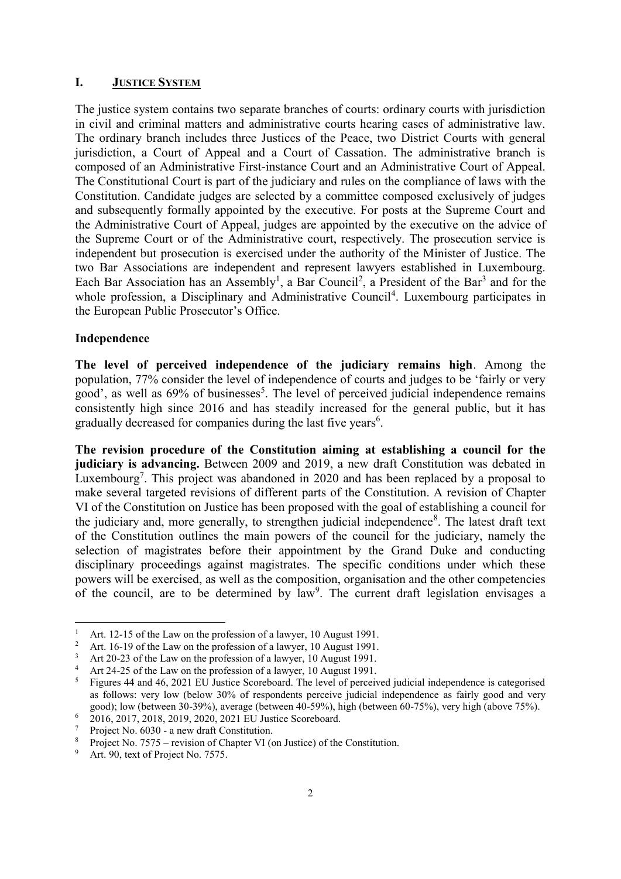## I. Justice System

The justice system contains two separate branches of courts: ordinary courts with jurisdiction in civil and criminal matters and administrative courts hearing cases of administrative law. The ordinary branch includes three Justices of the Peace, two District Courts with general jurisdiction, a Court of Appeal and a Court of Cassation. The administrative branch is composed of an Administrative First-instance Court and an Administrative Court of Appeal. The Constitutional Court is part of the judiciary and rules on the compliance of laws with the Constitution. Candidate judges are selected by a committee composed exclusively of judges and subsequently formally appointed by the executive. For posts at the Supreme Court and the Administrative Court of Appeal, judges are appointed by the executive on the advice of the Supreme Court or of the Administrative court, respectively. The prosecution service is independent but prosecution is exercised under the authority of the Minister of Justice. The two Bar Associations are independent and represent lawyers established in Luxembourg. Each Bar Association has an Assembly[1], a Bar Council[2], a President of the Bar[3] and for the whole profession, a Disciplinary and Administrative Council[4]. Luxembourg participates in the European Public Prosecutor's Office.

### Independence

**The level of perceived independence of the judiciary remains high**. Among the population, 77% consider the level of independence of courts and judges to be 'fairly or very good', as well as 69% of businesses[5]. The level of perceived judicial independence remains consistently high since 2016 and has steadily increased for the general public, but it has gradually decreased for companies during the last five years[6].

**The revision procedure of the Constitution aiming at establishing a council for the judiciary is advancing.** Between 2009 and 2019, a new draft Constitution was debated in Luxembourg[7]. This project was abandoned in 2020 and has been replaced by a proposal to make several targeted revisions of different parts of the Constitution. A revision of Chapter VI of the Constitution on Justice has been proposed with the goal of establishing a council for the judiciary and, more generally, to strengthen judicial independence[8]. The latest draft text of the Constitution outlines the main powers of the council for the judiciary, namely the selection of magistrates before their appointment by the Grand Duke and conducting disciplinary proceedings against magistrates. The specific conditions under which these powers will be exercised, as well as the composition, organisation and the other competencies of the council, are to be determined by law[9]. The current draft legislation envisages a

---

[1] Art. 12-15 of the Law on the profession of a lawyer, 10 August 1991.

[2] Art. 16-19 of the Law on the profession of a lawyer, 10 August 1991.

[3] Art 20-23 of the Law on the profession of a lawyer, 10 August 1991.

[4] Art 24-25 of the Law on the profession of a lawyer, 10 August 1991.

[5] Figures 44 and 46, 2021 EU Justice Scoreboard. The level of perceived judicial independence is categorised as follows: very low (below 30% of respondents perceive judicial independence as fairly good and very good); low (between 30-39%), average (between 40-59%), high (between 60-75%), very high (above 75%).

[6] 2016, 2017, 2018, 2019, 2020, 2021 EU Justice Scoreboard.

[7] Project No. 6030 - a new draft Constitution.

[8] Project No. 7575 – revision of Chapter VI (on Justice) of the Constitution.

[9] Art. 90, text of Project No. 7575.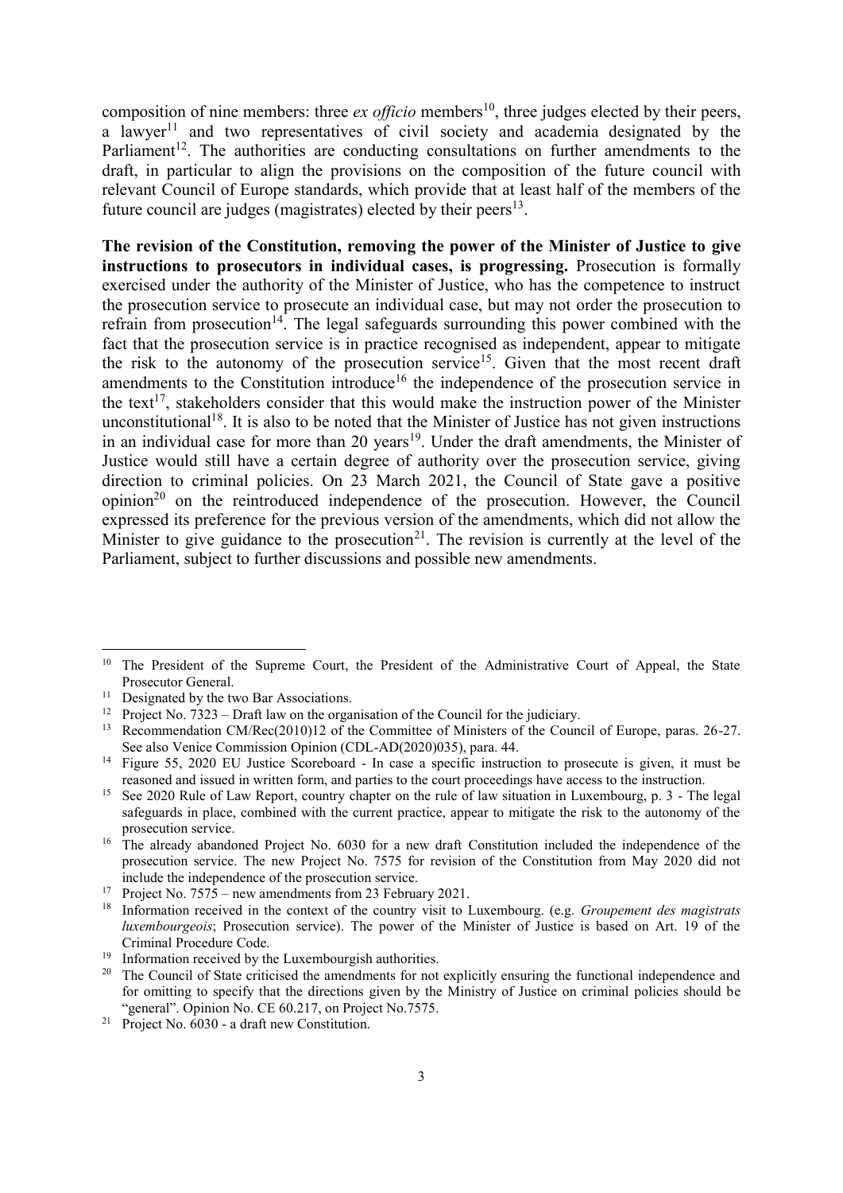composition of nine members: three *ex officio* members[10], three judges elected by their peers, a lawyer[11] and two representatives of civil society and academia designated by the Parliament[12]. The authorities are conducting consultations on further amendments to the draft, in particular to align the provisions on the composition of the future council with relevant Council of Europe standards, which provide that at least half of the members of the future council are judges (magistrates) elected by their peers[13].

**The revision of the Constitution, removing the power of the Minister of Justice to give instructions to prosecutors in individual cases, is progressing.** Prosecution is formally exercised under the authority of the Minister of Justice, who has the competence to instruct the prosecution service to prosecute an individual case, but may not order the prosecution to refrain from prosecution[14]. The legal safeguards surrounding this power combined with the fact that the prosecution service is in practice recognised as independent, appear to mitigate the risk to the autonomy of the prosecution service[15]. Given that the most recent draft amendments to the Constitution introduce[16] the independence of the prosecution service in the text[17], stakeholders consider that this would make the instruction power of the Minister unconstitutional[18]. It is also to be noted that the Minister of Justice has not given instructions in an individual case for more than 20 years[19]. Under the draft amendments, the Minister of Justice would still have a certain degree of authority over the prosecution service, giving direction to criminal policies. On 23 March 2021, the Council of State gave a positive opinion[20] on the reintroduced independence of the prosecution. However, the Council expressed its preference for the previous version of the amendments, which did not allow the Minister to give guidance to the prosecution[21]. The revision is currently at the level of the Parliament, subject to further discussions and possible new amendments.

---

[10] The President of the Supreme Court, the President of the Administrative Court of Appeal, the State Prosecutor General.

[11] Designated by the two Bar Associations.

[12] Project No. 7323 – Draft law on the organisation of the Council for the judiciary.

[13] Recommendation CM/Rec(2010)12 of the Committee of Ministers of the Council of Europe, paras. 26-27. See also Venice Commission Opinion (CDL-AD(2020)035), para. 44.

[14] Figure 55, 2020 EU Justice Scoreboard - In case a specific instruction to prosecute is given, it must be reasoned and issued in written form, and parties to the court proceedings have access to the instruction.

[15] See 2020 Rule of Law Report, country chapter on the rule of law situation in Luxembourg, p. 3 - The legal safeguards in place, combined with the current practice, appear to mitigate the risk to the autonomy of the prosecution service.

[16] The already abandoned Project No. 6030 for a new draft Constitution included the independence of the prosecution service. The new Project No. 7575 for revision of the Constitution from May 2020 did not include the independence of the prosecution service.

[17] Project No. 7575 – new amendments from 23 February 2021.

[18] Information received in the context of the country visit to Luxembourg. (e.g. *Groupement des magistrats luxembourgeois*; Prosecution service). The power of the Minister of Justice is based on Art. 19 of the Criminal Procedure Code.

[19] Information received by the Luxembourgish authorities.

[20] The Council of State criticised the amendments for not explicitly ensuring the functional independence and for omitting to specify that the directions given by the Ministry of Justice on criminal policies should be "general". Opinion No. CE 60.217, on Project No.7575.

[21] Project No. 6030 - a draft new Constitution.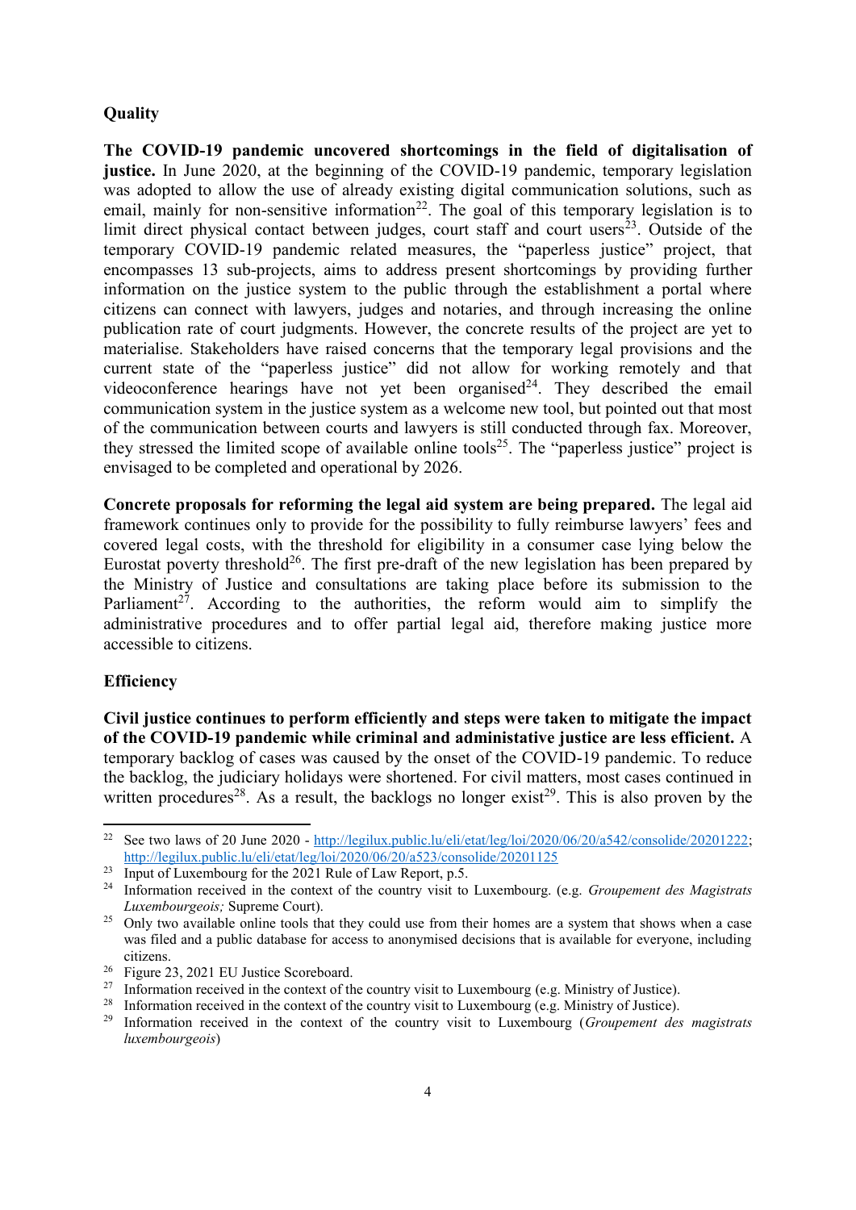### Quality

**The COVID-19 pandemic uncovered shortcomings in the field of digitalisation of justice.** In June 2020, at the beginning of the COVID-19 pandemic, temporary legislation was adopted to allow the use of already existing digital communication solutions, such as email, mainly for non-sensitive information[22]. The goal of this temporary legislation is to limit direct physical contact between judges, court staff and court users[23]. Outside of the temporary COVID-19 pandemic related measures, the "paperless justice" project, that encompasses 13 sub-projects, aims to address present shortcomings by providing further information on the justice system to the public through the establishment a portal where citizens can connect with lawyers, judges and notaries, and through increasing the online publication rate of court judgments. However, the concrete results of the project are yet to materialise. Stakeholders have raised concerns that the temporary legal provisions and the current state of the "paperless justice" did not allow for working remotely and that videoconference hearings have not yet been organised[24]. They described the email communication system in the justice system as a welcome new tool, but pointed out that most of the communication between courts and lawyers is still conducted through fax. Moreover, they stressed the limited scope of available online tools[25]. The "paperless justice" project is envisaged to be completed and operational by 2026.

**Concrete proposals for reforming the legal aid system are being prepared.** The legal aid framework continues only to provide for the possibility to fully reimburse lawyers' fees and covered legal costs, with the threshold for eligibility in a consumer case lying below the Eurostat poverty threshold[26]. The first pre-draft of the new legislation has been prepared by the Ministry of Justice and consultations are taking place before its submission to the Parliament[27]. According to the authorities, the reform would aim to simplify the administrative procedures and to offer partial legal aid, therefore making justice more accessible to citizens.

### Efficiency

**Civil justice continues to perform efficiently and steps were taken to mitigate the impact of the COVID-19 pandemic while criminal and administative justice are less efficient.** A temporary backlog of cases was caused by the onset of the COVID-19 pandemic. To reduce the backlog, the judiciary holidays were shortened. For civil matters, most cases continued in written procedures[28]. As a result, the backlogs no longer exist[29]. This is also proven by the

---

[22] See two laws of 20 June 2020 - http://legilux.public.lu/eli/etat/leg/loi/2020/06/20/a542/consolide/20201222; http://legilux.public.lu/eli/etat/leg/loi/2020/06/20/a523/consolide/20201125

[23] Input of Luxembourg for the 2021 Rule of Law Report, p.5.

[24] Information received in the context of the country visit to Luxembourg. (e.g. *Groupement des Magistrats Luxembourgeois;* Supreme Court).

[25] Only two available online tools that they could use from their homes are a system that shows when a case was filed and a public database for access to anonymised decisions that is available for everyone, including citizens.

[26] Figure 23, 2021 EU Justice Scoreboard.

[27] Information received in the context of the country visit to Luxembourg (e.g. Ministry of Justice).

[28] Information received in the context of the country visit to Luxembourg (e.g. Ministry of Justice).

[29] Information received in the context of the country visit to Luxembourg (*Groupement des magistrats luxembourgeois*)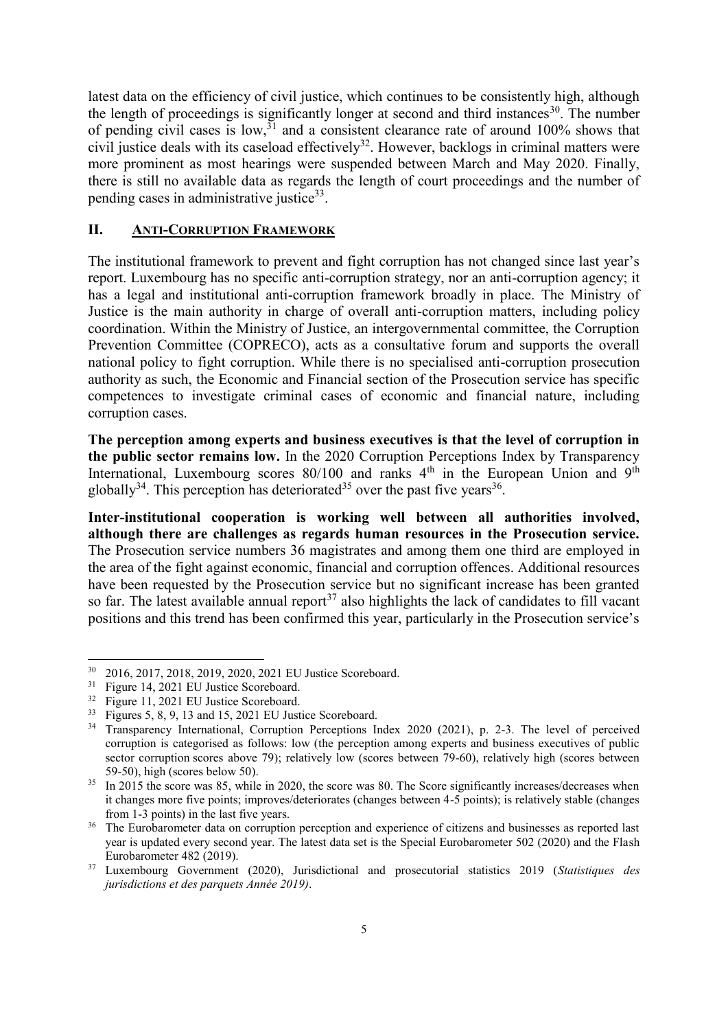latest data on the efficiency of civil justice, which continues to be consistently high, although the length of proceedings is significantly longer at second and third instances[30]. The number of pending civil cases is low,[31] and a consistent clearance rate of around 100% shows that civil justice deals with its caseload effectively[32]. However, backlogs in criminal matters were more prominent as most hearings were suspended between March and May 2020. Finally, there is still no available data as regards the length of court proceedings and the number of pending cases in administrative justice[33].

## II. ANTI-CORRUPTION FRAMEWORK

The institutional framework to prevent and fight corruption has not changed since last year's report. Luxembourg has no specific anti-corruption strategy, nor an anti-corruption agency; it has a legal and institutional anti-corruption framework broadly in place. The Ministry of Justice is the main authority in charge of overall anti-corruption matters, including policy coordination. Within the Ministry of Justice, an intergovernmental committee, the Corruption Prevention Committee (COPRECO), acts as a consultative forum and supports the overall national policy to fight corruption. While there is no specialised anti-corruption prosecution authority as such, the Economic and Financial section of the Prosecution service has specific competences to investigate criminal cases of economic and financial nature, including corruption cases.

**The perception among experts and business executives is that the level of corruption in the public sector remains low.** In the 2020 Corruption Perceptions Index by Transparency International, Luxembourg scores 80/100 and ranks 4th in the European Union and 9th globally[34]. This perception has deteriorated[35] over the past five years[36].

**Inter-institutional cooperation is working well between all authorities involved, although there are challenges as regards human resources in the Prosecution service.** The Prosecution service numbers 36 magistrates and among them one third are employed in the area of the fight against economic, financial and corruption offences. Additional resources have been requested by the Prosecution service but no significant increase has been granted so far. The latest available annual report[37] also highlights the lack of candidates to fill vacant positions and this trend has been confirmed this year, particularly in the Prosecution service's

---

[30] 2016, 2017, 2018, 2019, 2020, 2021 EU Justice Scoreboard.

[31] Figure 14, 2021 EU Justice Scoreboard.

[32] Figure 11, 2021 EU Justice Scoreboard.

[33] Figures 5, 8, 9, 13 and 15, 2021 EU Justice Scoreboard.

[34] Transparency International, Corruption Perceptions Index 2020 (2021), p. 2-3. The level of perceived corruption is categorised as follows: low (the perception among experts and business executives of public sector corruption scores above 79); relatively low (scores between 79-60), relatively high (scores between 59-50), high (scores below 50).

[35] In 2015 the score was 85, while in 2020, the score was 80. The Score significantly increases/decreases when it changes more five points; improves/deteriorates (changes between 4-5 points); is relatively stable (changes from 1-3 points) in the last five years.

[36] The Eurobarometer data on corruption perception and experience of citizens and businesses as reported last year is updated every second year. The latest data set is the Special Eurobarometer 502 (2020) and the Flash Eurobarometer 482 (2019).

[37] Luxembourg Government (2020), Jurisdictional and prosecutorial statistics 2019 (*Statistiques des jurisdictions et des parquets Année 2019)*.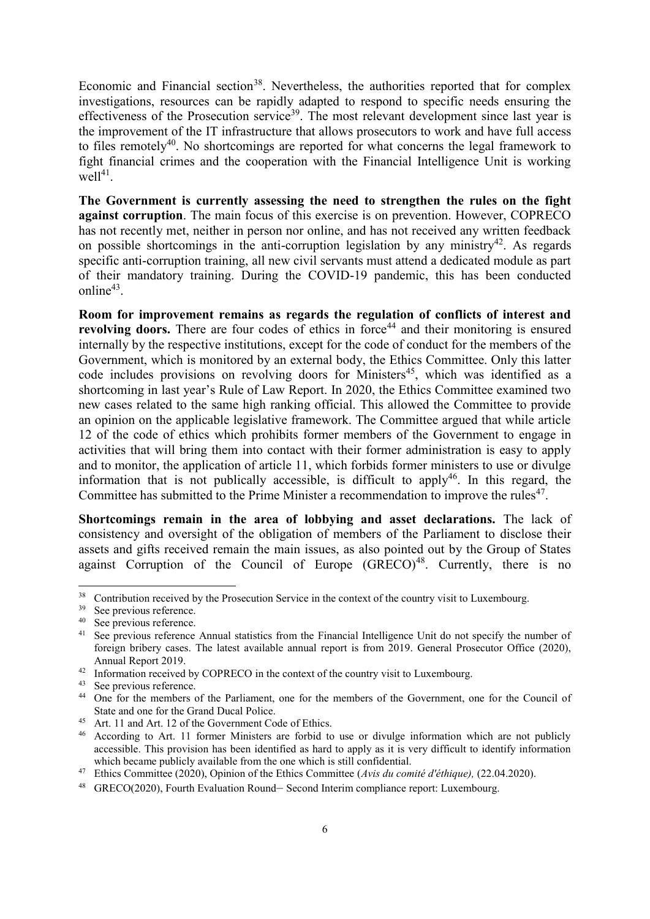Economic and Financial section[38]. Nevertheless, the authorities reported that for complex investigations, resources can be rapidly adapted to respond to specific needs ensuring the effectiveness of the Prosecution service[39]. The most relevant development since last year is the improvement of the IT infrastructure that allows prosecutors to work and have full access to files remotely[40]. No shortcomings are reported for what concerns the legal framework to fight financial crimes and the cooperation with the Financial Intelligence Unit is working well[41].

**The Government is currently assessing the need to strengthen the rules on the fight against corruption**. The main focus of this exercise is on prevention. However, COPRECO has not recently met, neither in person nor online, and has not received any written feedback on possible shortcomings in the anti-corruption legislation by any ministry[42]. As regards specific anti-corruption training, all new civil servants must attend a dedicated module as part of their mandatory training. During the COVID-19 pandemic, this has been conducted online[43].

**Room for improvement remains as regards the regulation of conflicts of interest and revolving doors.** There are four codes of ethics in force[44] and their monitoring is ensured internally by the respective institutions, except for the code of conduct for the members of the Government, which is monitored by an external body, the Ethics Committee. Only this latter code includes provisions on revolving doors for Ministers[45], which was identified as a shortcoming in last year's Rule of Law Report. In 2020, the Ethics Committee examined two new cases related to the same high ranking official. This allowed the Committee to provide an opinion on the applicable legislative framework. The Committee argued that while article 12 of the code of ethics which prohibits former members of the Government to engage in activities that will bring them into contact with their former administration is easy to apply and to monitor, the application of article 11, which forbids former ministers to use or divulge information that is not publically accessible, is difficult to apply[46]. In this regard, the Committee has submitted to the Prime Minister a recommendation to improve the rules[47].

**Shortcomings remain in the area of lobbying and asset declarations.** The lack of consistency and oversight of the obligation of members of the Parliament to disclose their assets and gifts received remain the main issues, as also pointed out by the Group of States against Corruption of the Council of Europe (GRECO)[48]. Currently, there is no

---

[38] Contribution received by the Prosecution Service in the context of the country visit to Luxembourg.

[39] See previous reference.

[40] See previous reference.

[41] See previous reference Annual statistics from the Financial Intelligence Unit do not specify the number of foreign bribery cases. The latest available annual report is from 2019. General Prosecutor Office (2020), Annual Report 2019.

[42] Information received by COPRECO in the context of the country visit to Luxembourg.

[43] See previous reference.

[44] One for the members of the Parliament, one for the members of the Government, one for the Council of State and one for the Grand Ducal Police.

[45] Art. 11 and Art. 12 of the Government Code of Ethics.

[46] According to Art. 11 former Ministers are forbid to use or divulge information which are not publicly accessible. This provision has been identified as hard to apply as it is very difficult to identify information which became publicly available from the one which is still confidential.

[47] Ethics Committee (2020), Opinion of the Ethics Committee (*Avis du comité d'éthique),* (22.04.2020).

[48] GRECO(2020), Fourth Evaluation Round– Second Interim compliance report: Luxembourg.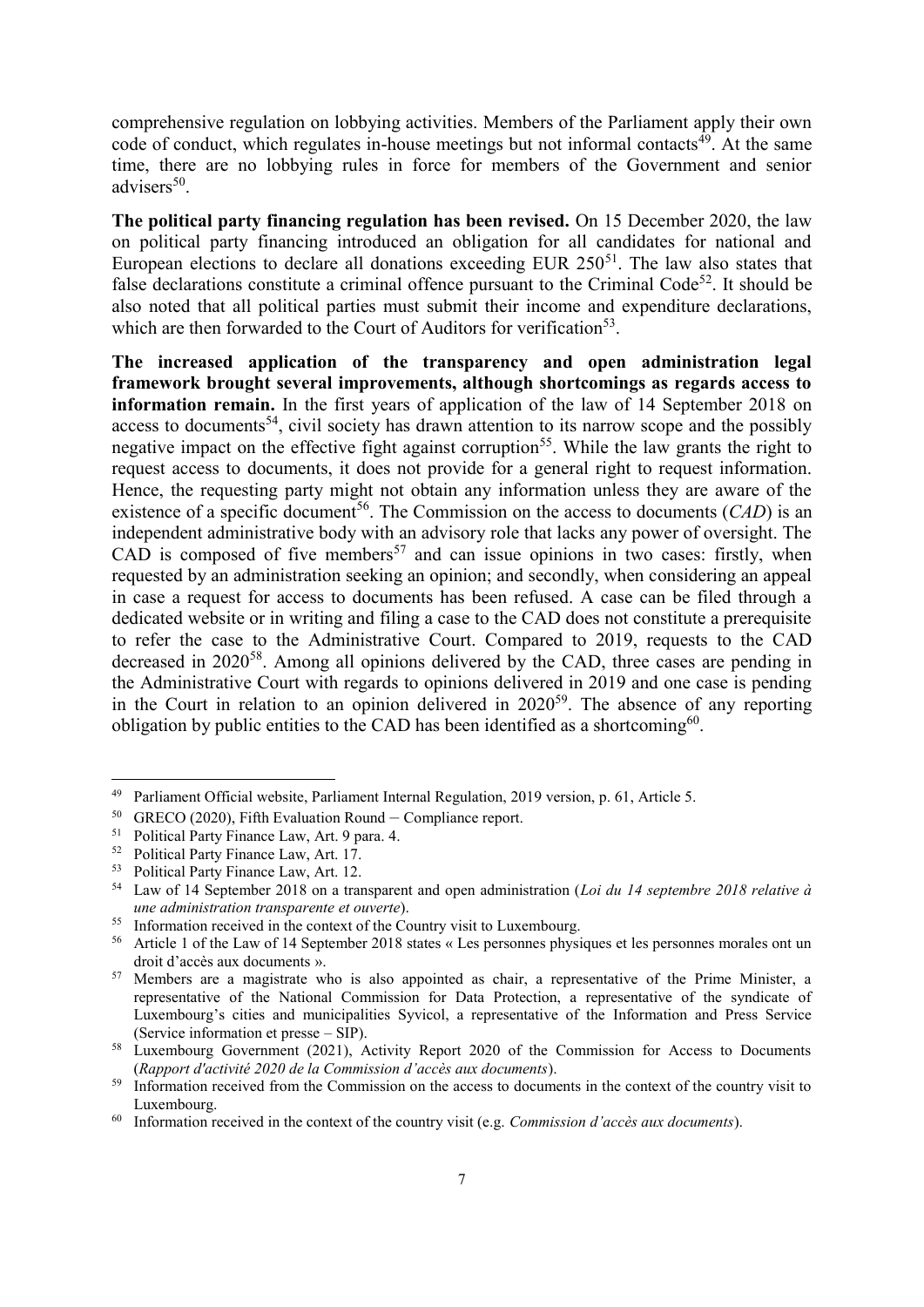comprehensive regulation on lobbying activities. Members of the Parliament apply their own code of conduct, which regulates in-house meetings but not informal contacts[49]. At the same time, there are no lobbying rules in force for members of the Government and senior advisers[50].

**The political party financing regulation has been revised.** On 15 December 2020, the law on political party financing introduced an obligation for all candidates for national and European elections to declare all donations exceeding EUR 250[51]. The law also states that false declarations constitute a criminal offence pursuant to the Criminal Code[52]. It should be also noted that all political parties must submit their income and expenditure declarations, which are then forwarded to the Court of Auditors for verification[53].

**The increased application of the transparency and open administration legal framework brought several improvements, although shortcomings as regards access to information remain.** In the first years of application of the law of 14 September 2018 on access to documents[54], civil society has drawn attention to its narrow scope and the possibly negative impact on the effective fight against corruption[55]. While the law grants the right to request access to documents, it does not provide for a general right to request information. Hence, the requesting party might not obtain any information unless they are aware of the existence of a specific document[56]. The Commission on the access to documents (*CAD*) is an independent administrative body with an advisory role that lacks any power of oversight. The CAD is composed of five members[57] and can issue opinions in two cases: firstly, when requested by an administration seeking an opinion; and secondly, when considering an appeal in case a request for access to documents has been refused. A case can be filed through a dedicated website or in writing and filing a case to the CAD does not constitute a prerequisite to refer the case to the Administrative Court. Compared to 2019, requests to the CAD decreased in 2020[58]. Among all opinions delivered by the CAD, three cases are pending in the Administrative Court with regards to opinions delivered in 2019 and one case is pending in the Court in relation to an opinion delivered in 2020[59]. The absence of any reporting obligation by public entities to the CAD has been identified as a shortcoming[60].

---

[49] Parliament Official website, Parliament Internal Regulation, 2019 version, p. 61, Article 5.

[50] GRECO (2020), Fifth Evaluation Round – Compliance report.

[51] Political Party Finance Law, Art. 9 para. 4.

[52] Political Party Finance Law, Art. 17.

[53] Political Party Finance Law, Art. 12.

[54] Law of 14 September 2018 on a transparent and open administration (*Loi du 14 septembre 2018 relative à une administration transparente et ouverte*).

[55] Information received in the context of the Country visit to Luxembourg.

[56] Article 1 of the Law of 14 September 2018 states « Les personnes physiques et les personnes morales ont un droit d'accès aux documents ».

[57] Members are a magistrate who is also appointed as chair, a representative of the Prime Minister, a representative of the National Commission for Data Protection, a representative of the syndicate of Luxembourg's cities and municipalities Syvicol, a representative of the Information and Press Service (Service information et presse – SIP).

[58] Luxembourg Government (2021), Activity Report 2020 of the Commission for Access to Documents (*Rapport d'activité 2020 de la Commission d'accès aux documents*).

[59] Information received from the Commission on the access to documents in the context of the country visit to Luxembourg.

[60] Information received in the context of the country visit (e.g. *Commission d'accès aux documents*).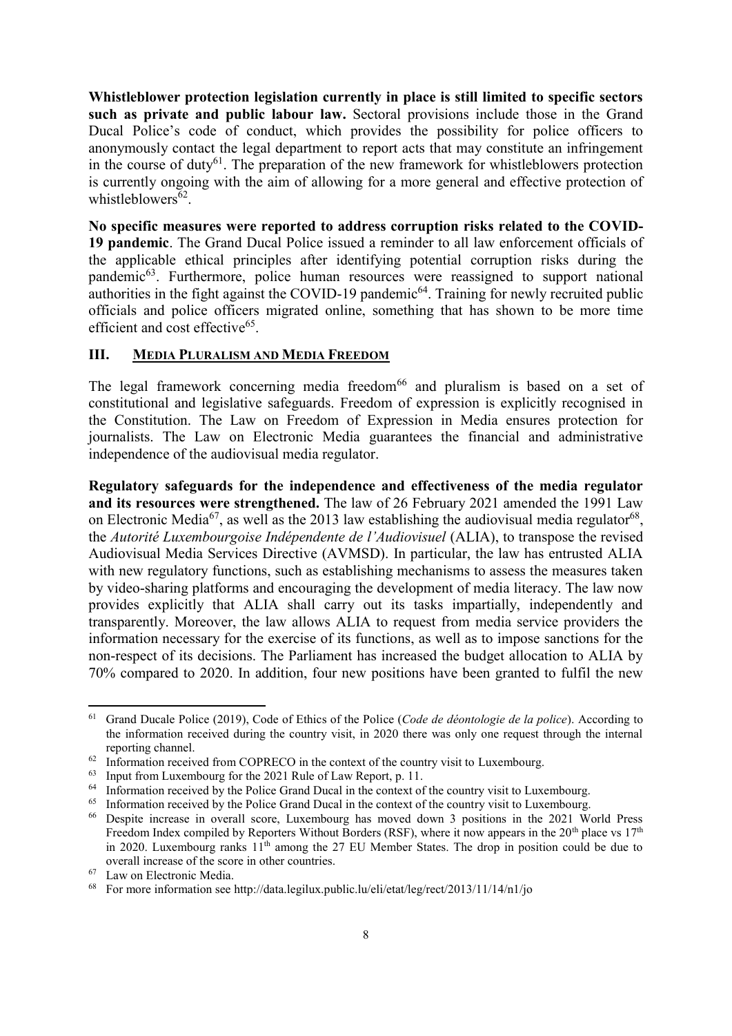**Whistleblower protection legislation currently in place is still limited to specific sectors such as private and public labour law.** Sectoral provisions include those in the Grand Ducal Police's code of conduct, which provides the possibility for police officers to anonymously contact the legal department to report acts that may constitute an infringement in the course of duty[61]. The preparation of the new framework for whistleblowers protection is currently ongoing with the aim of allowing for a more general and effective protection of whistleblowers[62].

**No specific measures were reported to address corruption risks related to the COVID-19 pandemic**. The Grand Ducal Police issued a reminder to all law enforcement officials of the applicable ethical principles after identifying potential corruption risks during the pandemic[63]. Furthermore, police human resources were reassigned to support national authorities in the fight against the COVID-19 pandemic[64]. Training for newly recruited public officials and police officers migrated online, something that has shown to be more time efficient and cost effective[65].

## III. MEDIA PLURALISM AND MEDIA FREEDOM

The legal framework concerning media freedom[66] and pluralism is based on a set of constitutional and legislative safeguards. Freedom of expression is explicitly recognised in the Constitution. The Law on Freedom of Expression in Media ensures protection for journalists. The Law on Electronic Media guarantees the financial and administrative independence of the audiovisual media regulator.

**Regulatory safeguards for the independence and effectiveness of the media regulator and its resources were strengthened.** The law of 26 February 2021 amended the 1991 Law on Electronic Media[67], as well as the 2013 law establishing the audiovisual media regulator[68], the *Autorité Luxembourgoise Indépendente de l'Audiovisuel* (ALIA), to transpose the revised Audiovisual Media Services Directive (AVMSD). In particular, the law has entrusted ALIA with new regulatory functions, such as establishing mechanisms to assess the measures taken by video-sharing platforms and encouraging the development of media literacy. The law now provides explicitly that ALIA shall carry out its tasks impartially, independently and transparently. Moreover, the law allows ALIA to request from media service providers the information necessary for the exercise of its functions, as well as to impose sanctions for the non-respect of its decisions. The Parliament has increased the budget allocation to ALIA by 70% compared to 2020. In addition, four new positions have been granted to fulfil the new

---

[61] Grand Ducale Police (2019), Code of Ethics of the Police (*Code de déontologie de la police*). According to the information received during the country visit, in 2020 there was only one request through the internal reporting channel.

[62] Information received from COPRECO in the context of the country visit to Luxembourg.

[63] Input from Luxembourg for the 2021 Rule of Law Report, p. 11.

[64] Information received by the Police Grand Ducal in the context of the country visit to Luxembourg.

[65] Information received by the Police Grand Ducal in the context of the country visit to Luxembourg.

[66] Despite increase in overall score, Luxembourg has moved down 3 positions in the 2021 World Press Freedom Index compiled by Reporters Without Borders (RSF), where it now appears in the 20th place vs 17th in 2020. Luxembourg ranks 11th among the 27 EU Member States. The drop in position could be due to overall increase of the score in other countries.

[67] Law on Electronic Media.

[68] For more information see http://data.legilux.public.lu/eli/etat/leg/rect/2013/11/14/n1/jo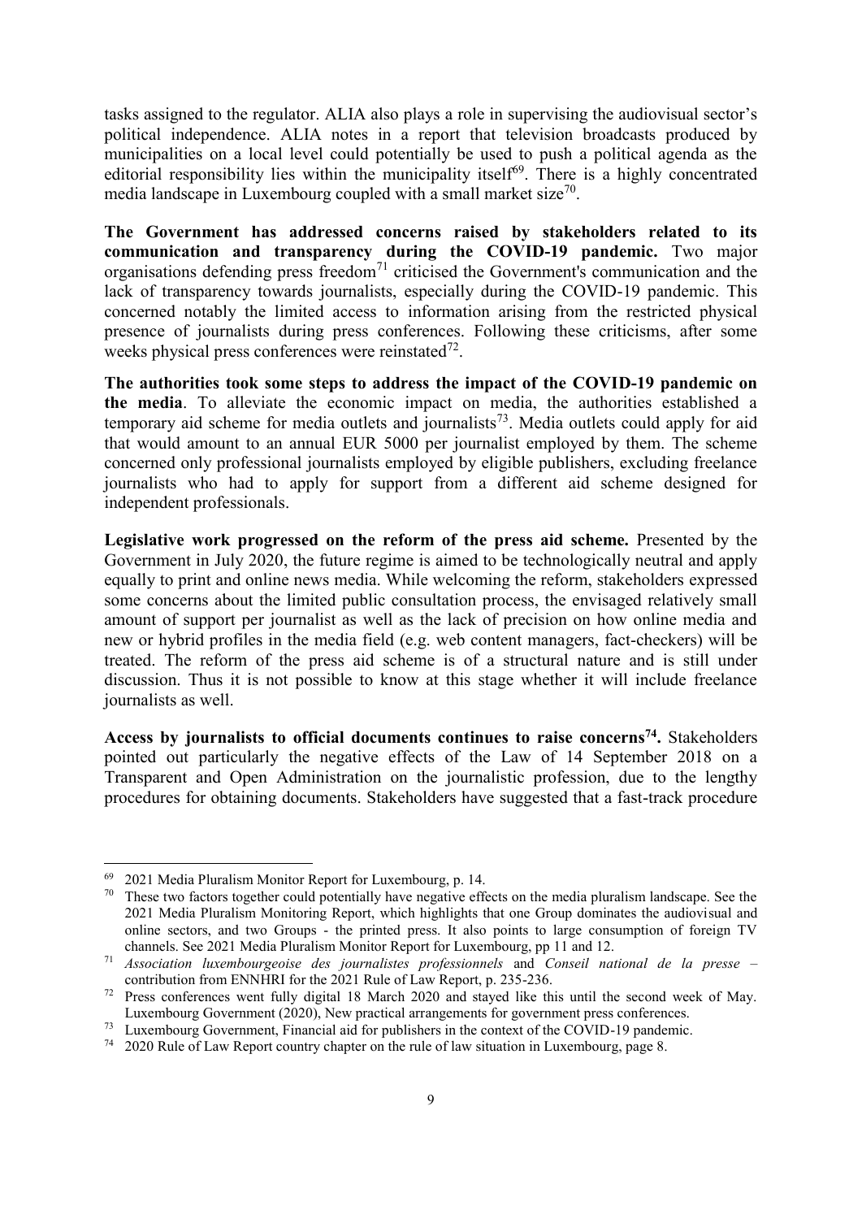tasks assigned to the regulator. ALIA also plays a role in supervising the audiovisual sector's political independence. ALIA notes in a report that television broadcasts produced by municipalities on a local level could potentially be used to push a political agenda as the editorial responsibility lies within the municipality itself[69]. There is a highly concentrated media landscape in Luxembourg coupled with a small market size[70].

**The Government has addressed concerns raised by stakeholders related to its communication and transparency during the COVID-19 pandemic.** Two major organisations defending press freedom[71] criticised the Government's communication and the lack of transparency towards journalists, especially during the COVID-19 pandemic. This concerned notably the limited access to information arising from the restricted physical presence of journalists during press conferences. Following these criticisms, after some weeks physical press conferences were reinstated[72].

**The authorities took some steps to address the impact of the COVID-19 pandemic on the media**. To alleviate the economic impact on media, the authorities established a temporary aid scheme for media outlets and journalists[73]. Media outlets could apply for aid that would amount to an annual EUR 5000 per journalist employed by them. The scheme concerned only professional journalists employed by eligible publishers, excluding freelance journalists who had to apply for support from a different aid scheme designed for independent professionals.

**Legislative work progressed on the reform of the press aid scheme.** Presented by the Government in July 2020, the future regime is aimed to be technologically neutral and apply equally to print and online news media. While welcoming the reform, stakeholders expressed some concerns about the limited public consultation process, the envisaged relatively small amount of support per journalist as well as the lack of precision on how online media and new or hybrid profiles in the media field (e.g. web content managers, fact-checkers) will be treated. The reform of the press aid scheme is of a structural nature and is still under discussion. Thus it is not possible to know at this stage whether it will include freelance journalists as well.

**Access by journalists to official documents continues to raise concerns[74].** Stakeholders pointed out particularly the negative effects of the Law of 14 September 2018 on a Transparent and Open Administration on the journalistic profession, due to the lengthy procedures for obtaining documents. Stakeholders have suggested that a fast-track procedure

---

[69] 2021 Media Pluralism Monitor Report for Luxembourg, p. 14.

[70] These two factors together could potentially have negative effects on the media pluralism landscape. See the 2021 Media Pluralism Monitoring Report, which highlights that one Group dominates the audiovisual and online sectors, and two Groups - the printed press. It also points to large consumption of foreign TV channels. See 2021 Media Pluralism Monitor Report for Luxembourg, pp 11 and 12.

[71] *Association luxembourgeoise des journalistes professionnels* and *Conseil national de la presse* – contribution from ENNHRI for the 2021 Rule of Law Report, p. 235-236.

[72] Press conferences went fully digital 18 March 2020 and stayed like this until the second week of May. Luxembourg Government (2020), New practical arrangements for government press conferences.

[73] Luxembourg Government, Financial aid for publishers in the context of the COVID-19 pandemic.

[74] 2020 Rule of Law Report country chapter on the rule of law situation in Luxembourg, page 8.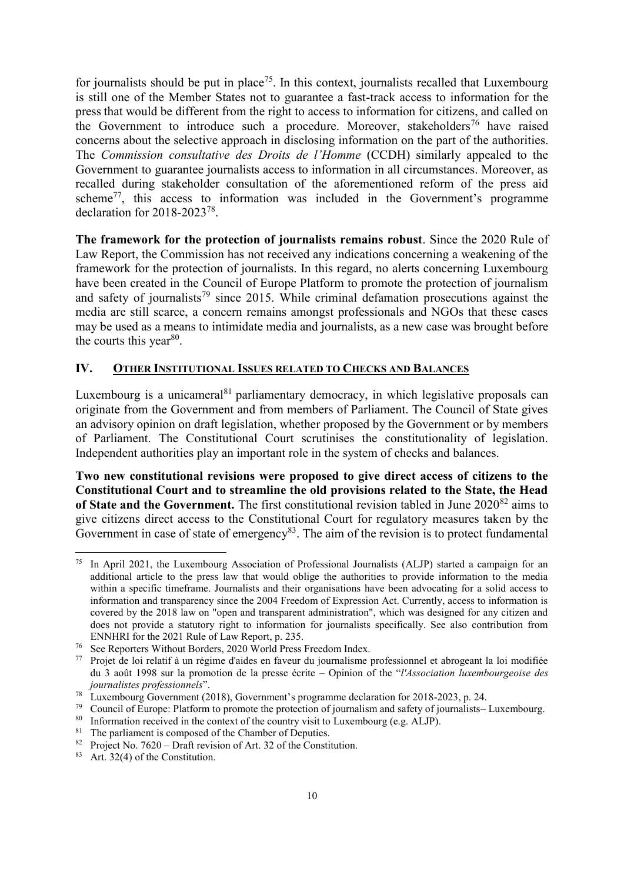for journalists should be put in place[75]. In this context, journalists recalled that Luxembourg is still one of the Member States not to guarantee a fast-track access to information for the press that would be different from the right to access to information for citizens, and called on the Government to introduce such a procedure. Moreover, stakeholders[76] have raised concerns about the selective approach in disclosing information on the part of the authorities. The *Commission consultative des Droits de l'Homme* (CCDH) similarly appealed to the Government to guarantee journalists access to information in all circumstances. Moreover, as recalled during stakeholder consultation of the aforementioned reform of the press aid scheme[77], this access to information was included in the Government's programme declaration for 2018-2023[78].

**The framework for the protection of journalists remains robust**. Since the 2020 Rule of Law Report, the Commission has not received any indications concerning a weakening of the framework for the protection of journalists. In this regard, no alerts concerning Luxembourg have been created in the Council of Europe Platform to promote the protection of journalism and safety of journalists[79] since 2015. While criminal defamation prosecutions against the media are still scarce, a concern remains amongst professionals and NGOs that these cases may be used as a means to intimidate media and journalists, as a new case was brought before the courts this year[80].

## IV. OTHER INSTITUTIONAL ISSUES RELATED TO CHECKS AND BALANCES

Luxembourg is a unicameral[81] parliamentary democracy, in which legislative proposals can originate from the Government and from members of Parliament. The Council of State gives an advisory opinion on draft legislation, whether proposed by the Government or by members of Parliament. The Constitutional Court scrutinises the constitutionality of legislation. Independent authorities play an important role in the system of checks and balances.

**Two new constitutional revisions were proposed to give direct access of citizens to the Constitutional Court and to streamline the old provisions related to the State, the Head of State and the Government.** The first constitutional revision tabled in June 2020[82] aims to give citizens direct access to the Constitutional Court for regulatory measures taken by the Government in case of state of emergency[83]. The aim of the revision is to protect fundamental

---

[75] In April 2021, the Luxembourg Association of Professional Journalists (ALJP) started a campaign for an additional article to the press law that would oblige the authorities to provide information to the media within a specific timeframe. Journalists and their organisations have been advocating for a solid access to information and transparency since the 2004 Freedom of Expression Act. Currently, access to information is covered by the 2018 law on "open and transparent administration", which was designed for any citizen and does not provide a statutory right to information for journalists specifically. See also contribution from ENNHRI for the 2021 Rule of Law Report, p. 235.

[76] See Reporters Without Borders, 2020 World Press Freedom Index.

[77] Projet de loi relatif à un régime d'aides en faveur du journalisme professionnel et abrogeant la loi modifiée du 3 août 1998 sur la promotion de la presse écrite – Opinion of the "*l'Association luxembourgeoise des journalistes professionnels*".

[78] Luxembourg Government (2018), Government's programme declaration for 2018-2023, p. 24.

[79] Council of Europe: Platform to promote the protection of journalism and safety of journalists– Luxembourg.

[80] Information received in the context of the country visit to Luxembourg (e.g. ALJP).

[81] The parliament is composed of the Chamber of Deputies.

[82] Project No. 7620 – Draft revision of Art. 32 of the Constitution.

[83] Art. 32(4) of the Constitution.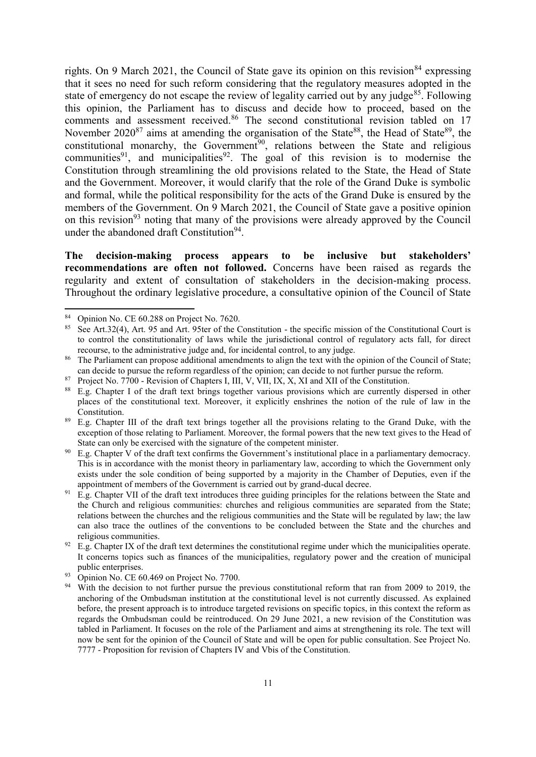rights. On 9 March 2021, the Council of State gave its opinion on this revision[84] expressing that it sees no need for such reform considering that the regulatory measures adopted in the state of emergency do not escape the review of legality carried out by any judge[85]. Following this opinion, the Parliament has to discuss and decide how to proceed, based on the comments and assessment received.[86] The second constitutional revision tabled on 17 November 2020[87] aims at amending the organisation of the State[88], the Head of State[89], the constitutional monarchy, the Government[90], relations between the State and religious communities[91], and municipalities[92]. The goal of this revision is to modernise the Constitution through streamlining the old provisions related to the State, the Head of State and the Government. Moreover, it would clarify that the role of the Grand Duke is symbolic and formal, while the political responsibility for the acts of the Grand Duke is ensured by the members of the Government. On 9 March 2021, the Council of State gave a positive opinion on this revision[93] noting that many of the provisions were already approved by the Council under the abandoned draft Constitution[94].

**The decision-making process appears to be inclusive but stakeholders' recommendations are often not followed.** Concerns have been raised as regards the regularity and extent of consultation of stakeholders in the decision-making process. Throughout the ordinary legislative procedure, a consultative opinion of the Council of State

---

[84] Opinion No. CE 60.288 on Project No. 7620.

[85] See Art.32(4), Art. 95 and Art. 95ter of the Constitution - the specific mission of the Constitutional Court is to control the constitutionality of laws while the jurisdictional control of regulatory acts fall, for direct recourse, to the administrative judge and, for incidental control, to any judge.

[86] The Parliament can propose additional amendments to align the text with the opinion of the Council of State; can decide to pursue the reform regardless of the opinion; can decide to not further pursue the reform.

[87] Project No. 7700 - Revision of Chapters I, III, V, VII, IX, X, XI and XII of the Constitution.

[88] E.g. Chapter I of the draft text brings together various provisions which are currently dispersed in other places of the constitutional text. Moreover, it explicitly enshrines the notion of the rule of law in the Constitution.

[89] E.g. Chapter III of the draft text brings together all the provisions relating to the Grand Duke, with the exception of those relating to Parliament. Moreover, the formal powers that the new text gives to the Head of State can only be exercised with the signature of the competent minister.

[90] E.g. Chapter V of the draft text confirms the Government's institutional place in a parliamentary democracy. This is in accordance with the monist theory in parliamentary law, according to which the Government only exists under the sole condition of being supported by a majority in the Chamber of Deputies, even if the appointment of members of the Government is carried out by grand-ducal decree.

[91] E.g. Chapter VII of the draft text introduces three guiding principles for the relations between the State and the Church and religious communities: churches and religious communities are separated from the State; relations between the churches and the religious communities and the State will be regulated by law; the law can also trace the outlines of the conventions to be concluded between the State and the churches and religious communities.

[92] E.g. Chapter IX of the draft text determines the constitutional regime under which the municipalities operate. It concerns topics such as finances of the municipalities, regulatory power and the creation of municipal public enterprises.

[93] Opinion No. CE 60.469 on Project No. 7700.

[94] With the decision to not further pursue the previous constitutional reform that ran from 2009 to 2019, the anchoring of the Ombudsman institution at the constitutional level is not currently discussed. As explained before, the present approach is to introduce targeted revisions on specific topics, in this context the reform as regards the Ombudsman could be reintroduced. On 29 June 2021, a new revision of the Constitution was tabled in Parliament. It focuses on the role of the Parliament and aims at strengthening its role. The text will now be sent for the opinion of the Council of State and will be open for public consultation. See Project No. 7777 - Proposition for revision of Chapters IV and Vbis of the Constitution.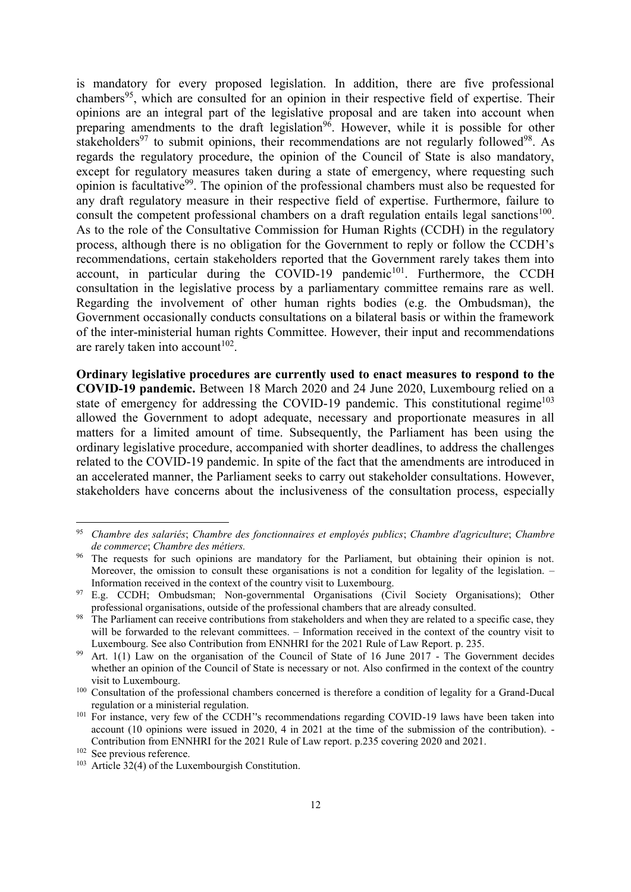is mandatory for every proposed legislation. In addition, there are five professional chambers[95], which are consulted for an opinion in their respective field of expertise. Their opinions are an integral part of the legislative proposal and are taken into account when preparing amendments to the draft legislation[96]. However, while it is possible for other stakeholders[97] to submit opinions, their recommendations are not regularly followed[98]. As regards the regulatory procedure, the opinion of the Council of State is also mandatory, except for regulatory measures taken during a state of emergency, where requesting such opinion is facultative[99]. The opinion of the professional chambers must also be requested for any draft regulatory measure in their respective field of expertise. Furthermore, failure to consult the competent professional chambers on a draft regulation entails legal sanctions[100]. As to the role of the Consultative Commission for Human Rights (CCDH) in the regulatory process, although there is no obligation for the Government to reply or follow the CCDH's recommendations, certain stakeholders reported that the Government rarely takes them into account, in particular during the COVID-19 pandemic[101]. Furthermore, the CCDH consultation in the legislative process by a parliamentary committee remains rare as well. Regarding the involvement of other human rights bodies (e.g. the Ombudsman), the Government occasionally conducts consultations on a bilateral basis or within the framework of the inter-ministerial human rights Committee. However, their input and recommendations are rarely taken into account[102].

**Ordinary legislative procedures are currently used to enact measures to respond to the COVID-19 pandemic.** Between 18 March 2020 and 24 June 2020, Luxembourg relied on a state of emergency for addressing the COVID-19 pandemic. This constitutional regime[103] allowed the Government to adopt adequate, necessary and proportionate measures in all matters for a limited amount of time. Subsequently, the Parliament has been using the ordinary legislative procedure, accompanied with shorter deadlines, to address the challenges related to the COVID-19 pandemic. In spite of the fact that the amendments are introduced in an accelerated manner, the Parliament seeks to carry out stakeholder consultations. However, stakeholders have concerns about the inclusiveness of the consultation process, especially

---

[95] *Chambre des salariés*; *Chambre des fonctionnaires et employés publics*; *Chambre d'agriculture*; *Chambre de commerce*; *Chambre des métiers.*

[96] The requests for such opinions are mandatory for the Parliament, but obtaining their opinion is not. Moreover, the omission to consult these organisations is not a condition for legality of the legislation. – Information received in the context of the country visit to Luxembourg.

[97] E.g. CCDH; Ombudsman; Non-governmental Organisations (Civil Society Organisations); Other professional organisations, outside of the professional chambers that are already consulted.

[98] The Parliament can receive contributions from stakeholders and when they are related to a specific case, they will be forwarded to the relevant committees. – Information received in the context of the country visit to Luxembourg. See also Contribution from ENNHRI for the 2021 Rule of Law Report. p. 235.

[99] Art. 1(1) Law on the organisation of the Council of State of 16 June 2017 - The Government decides whether an opinion of the Council of State is necessary or not. Also confirmed in the context of the country visit to Luxembourg.

[100] Consultation of the professional chambers concerned is therefore a condition of legality for a Grand-Ducal regulation or a ministerial regulation.

[101] For instance, very few of the CCDH''s recommendations regarding COVID-19 laws have been taken into account (10 opinions were issued in 2020, 4 in 2021 at the time of the submission of the contribution). - Contribution from ENNHRI for the 2021 Rule of Law report. p.235 covering 2020 and 2021.

[102] See previous reference.

[103] Article 32(4) of the Luxembourgish Constitution.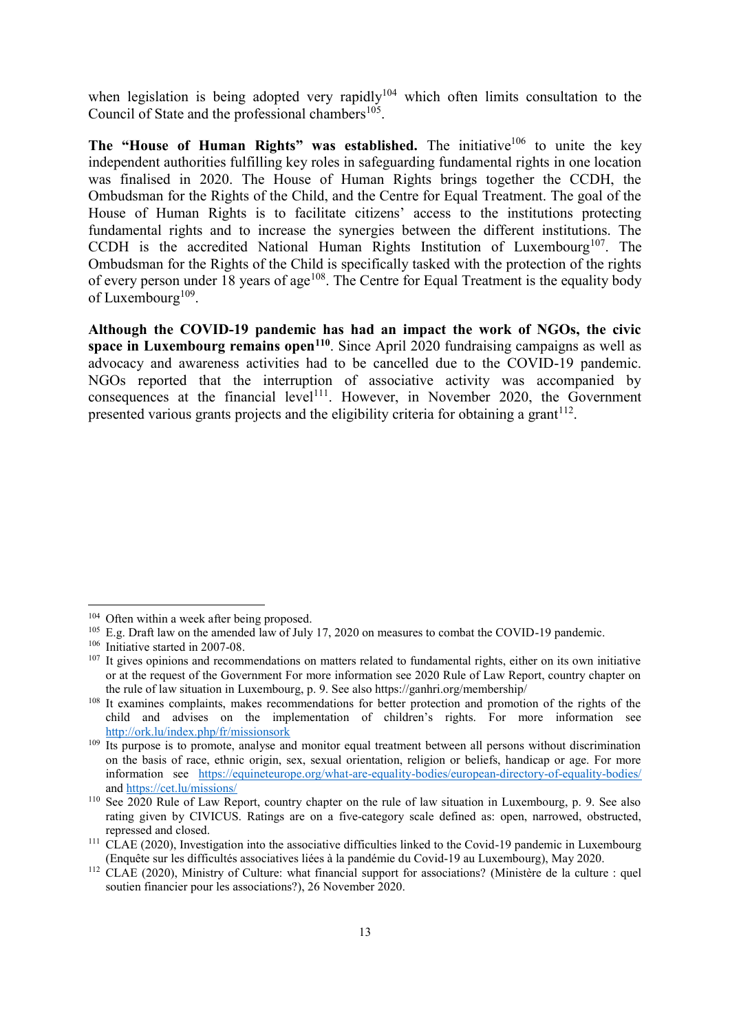when legislation is being adopted very rapidly[104] which often limits consultation to the Council of State and the professional chambers[105].

**The "House of Human Rights" was established.** The initiative[106] to unite the key independent authorities fulfilling key roles in safeguarding fundamental rights in one location was finalised in 2020. The House of Human Rights brings together the CCDH, the Ombudsman for the Rights of the Child, and the Centre for Equal Treatment. The goal of the House of Human Rights is to facilitate citizens' access to the institutions protecting fundamental rights and to increase the synergies between the different institutions. The CCDH is the accredited National Human Rights Institution of Luxembourg[107]. The Ombudsman for the Rights of the Child is specifically tasked with the protection of the rights of every person under 18 years of age[108]. The Centre for Equal Treatment is the equality body of Luxembourg[109].

**Although the COVID-19 pandemic has had an impact the work of NGOs, the civic space in Luxembourg remains open[110]**. Since April 2020 fundraising campaigns as well as advocacy and awareness activities had to be cancelled due to the COVID-19 pandemic. NGOs reported that the interruption of associative activity was accompanied by consequences at the financial level[111]. However, in November 2020, the Government presented various grants projects and the eligibility criteria for obtaining a grant[112].

---

[104] Often within a week after being proposed.

[105] E.g. Draft law on the amended law of July 17, 2020 on measures to combat the COVID-19 pandemic.

[106] Initiative started in 2007-08.

[107] It gives opinions and recommendations on matters related to fundamental rights, either on its own initiative or at the request of the Government For more information see 2020 Rule of Law Report, country chapter on the rule of law situation in Luxembourg, p. 9. See also https://ganhri.org/membership/

[108] It examines complaints, makes recommendations for better protection and promotion of the rights of the child and advises on the implementation of children's rights. For more information see http://ork.lu/index.php/fr/missionsork

[109] Its purpose is to promote, analyse and monitor equal treatment between all persons without discrimination on the basis of race, ethnic origin, sex, sexual orientation, religion or beliefs, handicap or age. For more information see https://equineteurope.org/what-are-equality-bodies/european-directory-of-equality-bodies/ and https://cet.lu/missions/

[110] See 2020 Rule of Law Report, country chapter on the rule of law situation in Luxembourg, p. 9. See also rating given by CIVICUS. Ratings are on a five-category scale defined as: open, narrowed, obstructed, repressed and closed.

[111] CLAE (2020), Investigation into the associative difficulties linked to the Covid-19 pandemic in Luxembourg (Enquête sur les difficultés associatives liées à la pandémie du Covid-19 au Luxembourg), May 2020.

[112] CLAE (2020), Ministry of Culture: what financial support for associations? (Ministère de la culture : quel soutien financier pour les associations?), 26 November 2020.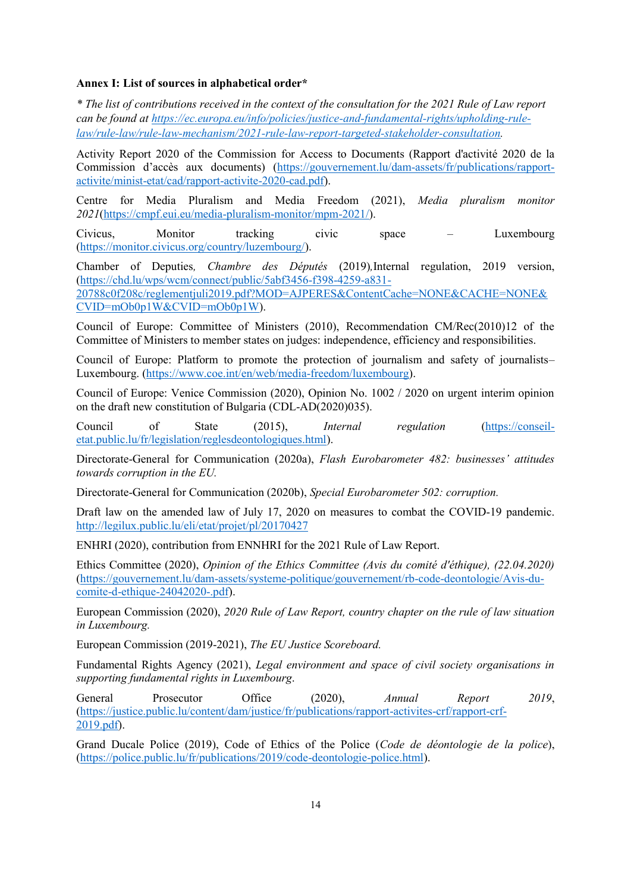**Annex I: List of sources in alphabetical order***

*\* The list of contributions received in the context of the consultation for the 2021 Rule of Law report can be found at https://ec.europa.eu/info/policies/justice-and-fundamental-rights/upholding-rule-law/rule-law/rule-law-mechanism/2021-rule-law-report-targeted-stakeholder-consultation.*

Activity Report 2020 of the Commission for Access to Documents (Rapport d'activité 2020 de la Commission d'accès aux documents) (https://gouvernement.lu/dam-assets/fr/publications/rapport-activite/minist-etat/cad/rapport-activite-2020-cad.pdf).

Centre for Media Pluralism and Media Freedom (2021), *Media pluralism monitor 2021*(https://cmpf.eui.eu/media-pluralism-monitor/mpm-2021/).

Civicus, Monitor tracking civic space – Luxembourg (https://monitor.civicus.org/country/luzembourg/).

Chamber of Deputies*, Chambre des Députés* (2019)*,*Internal regulation, 2019 version, (https://chd.lu/wps/wcm/connect/public/5abf3456-f398-4259-a831-20788c0f208c/reglementjuli2019.pdf?MOD=AJPERES&ContentCache=NONE&CACHE=NONE&CVID=mOb0p1W&CVID=mOb0p1W).

Council of Europe: Committee of Ministers (2010), Recommendation CM/Rec(2010)12 of the Committee of Ministers to member states on judges: independence, efficiency and responsibilities.

Council of Europe: Platform to promote the protection of journalism and safety of journalists– Luxembourg. (https://www.coe.int/en/web/media-freedom/luxembourg).

Council of Europe: Venice Commission (2020), Opinion No. 1002 / 2020 on urgent interim opinion on the draft new constitution of Bulgaria (CDL-AD(2020)035).

Council of State (2015), *Internal regulation* (https://conseil-etat.public.lu/fr/legislation/reglesdeontologiques.html).

Directorate-General for Communication (2020a), *Flash Eurobarometer 482: businesses' attitudes towards corruption in the EU.*

Directorate-General for Communication (2020b), *Special Eurobarometer 502: corruption.*

Draft law on the amended law of July 17, 2020 on measures to combat the COVID-19 pandemic. http://legilux.public.lu/eli/etat/projet/pl/20170427

ENHRI (2020), contribution from ENNHRI for the 2021 Rule of Law Report.

Ethics Committee (2020), *Opinion of the Ethics Committee (Avis du comité d'éthique), (22.04.2020)* (https://gouvernement.lu/dam-assets/systeme-politique/gouvernement/rb-code-deontologie/Avis-du-comite-d-ethique-24042020-.pdf).

European Commission (2020), *2020 Rule of Law Report, country chapter on the rule of law situation in Luxembourg.*

European Commission (2019-2021), *The EU Justice Scoreboard.*

Fundamental Rights Agency (2021), *Legal environment and space of civil society organisations in supporting fundamental rights in Luxembourg*.

General Prosecutor Office (2020), *Annual Report 2019*, (https://justice.public.lu/content/dam/justice/fr/publications/rapport-activites-crf/rapport-crf-2019.pdf).

Grand Ducale Police (2019), Code of Ethics of the Police (*Code de déontologie de la police*), (https://police.public.lu/fr/publications/2019/code-deontologie-police.html).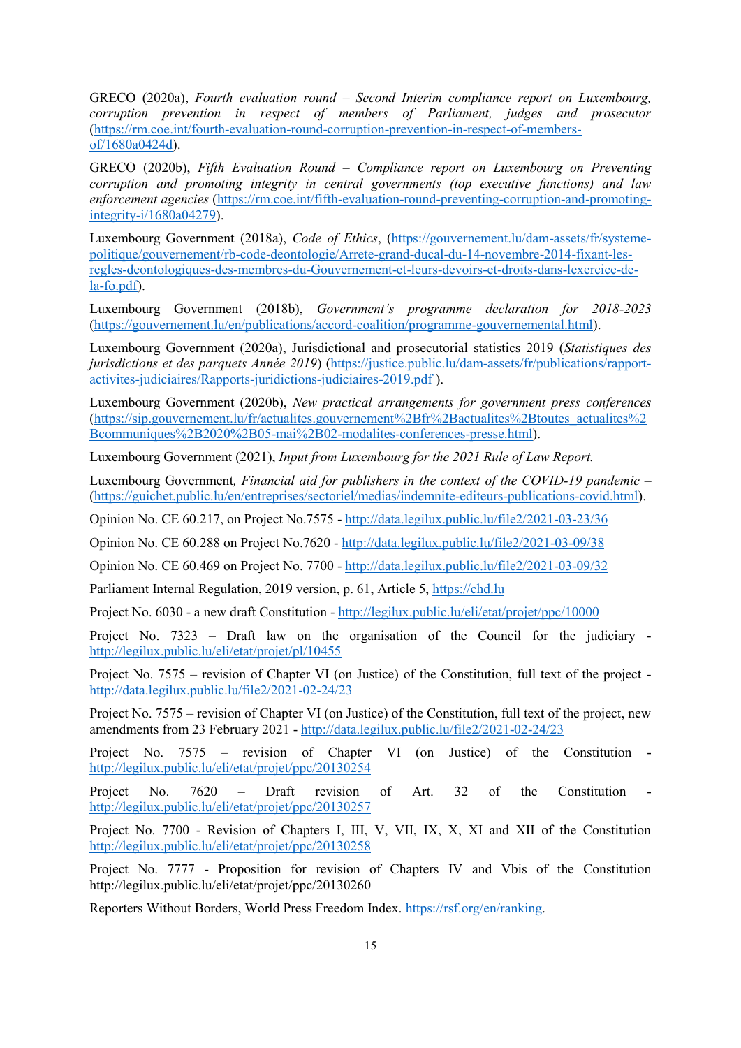GRECO (2020a), *Fourth evaluation round – Second Interim compliance report on Luxembourg, corruption prevention in respect of members of Parliament, judges and prosecutor* (https://rm.coe.int/fourth-evaluation-round-corruption-prevention-in-respect-of-members-of/1680a0424d).

GRECO (2020b), *Fifth Evaluation Round – Compliance report on Luxembourg on Preventing corruption and promoting integrity in central governments (top executive functions) and law enforcement agencies* (https://rm.coe.int/fifth-evaluation-round-preventing-corruption-and-promoting-integrity-i/1680a04279).

Luxembourg Government (2018a), *Code of Ethics*, (https://gouvernement.lu/dam-assets/fr/systeme-politique/gouvernement/rb-code-deontologie/Arrete-grand-ducal-du-14-novembre-2014-fixant-les-regles-deontologiques-des-membres-du-Gouvernement-et-leurs-devoirs-et-droits-dans-lexercice-de-la-fo.pdf).

Luxembourg Government (2018b), *Government's programme declaration for 2018-2023* (https://gouvernement.lu/en/publications/accord-coalition/programme-gouvernemental.html).

Luxembourg Government (2020a), Jurisdictional and prosecutorial statistics 2019 (*Statistiques des jurisdictions et des parquets Année 2019*) (https://justice.public.lu/dam-assets/fr/publications/rapport-activites-judiciaires/Rapports-juridictions-judiciaires-2019.pdf ).

Luxembourg Government (2020b), *New practical arrangements for government press conferences* (https://sip.gouvernement.lu/fr/actualites.gouvernement%2Bfr%2Bactualites%2Btoutes_actualites%2Bcommuniques%2B2020%2B05-mai%2B02-modalites-conferences-presse.html).

Luxembourg Government (2021), *Input from Luxembourg for the 2021 Rule of Law Report.*

Luxembourg Government*, Financial aid for publishers in the context of the COVID-19 pandemic* – (https://guichet.public.lu/en/entreprises/sectoriel/medias/indemnite-editeurs-publications-covid.html).

Opinion No. CE 60.217, on Project No.7575 - http://data.legilux.public.lu/file2/2021-03-23/36

Opinion No. CE 60.288 on Project No.7620 - http://data.legilux.public.lu/file2/2021-03-09/38

Opinion No. CE 60.469 on Project No. 7700 - http://data.legilux.public.lu/file2/2021-03-09/32

Parliament Internal Regulation, 2019 version, p. 61, Article 5, https://chd.lu

Project No. 6030 - a new draft Constitution - http://legilux.public.lu/eli/etat/projet/ppc/10000

Project No. 7323 – Draft law on the organisation of the Council for the judiciary - http://legilux.public.lu/eli/etat/projet/pl/10455

Project No. 7575 – revision of Chapter VI (on Justice) of the Constitution, full text of the project - http://data.legilux.public.lu/file2/2021-02-24/23

Project No. 7575 – revision of Chapter VI (on Justice) of the Constitution, full text of the project, new amendments from 23 February 2021 - http://data.legilux.public.lu/file2/2021-02-24/23

Project No. 7575 – revision of Chapter VI (on Justice) of the Constitution - http://legilux.public.lu/eli/etat/projet/ppc/20130254

Project No. 7620 – Draft revision of Art. 32 of the Constitution - http://legilux.public.lu/eli/etat/projet/ppc/20130257

Project No. 7700 - Revision of Chapters I, III, V, VII, IX, X, XI and XII of the Constitution http://legilux.public.lu/eli/etat/projet/ppc/20130258

Project No. 7777 - Proposition for revision of Chapters IV and Vbis of the Constitution http://legilux.public.lu/eli/etat/projet/ppc/20130260

Reporters Without Borders, World Press Freedom Index. https://rsf.org/en/ranking.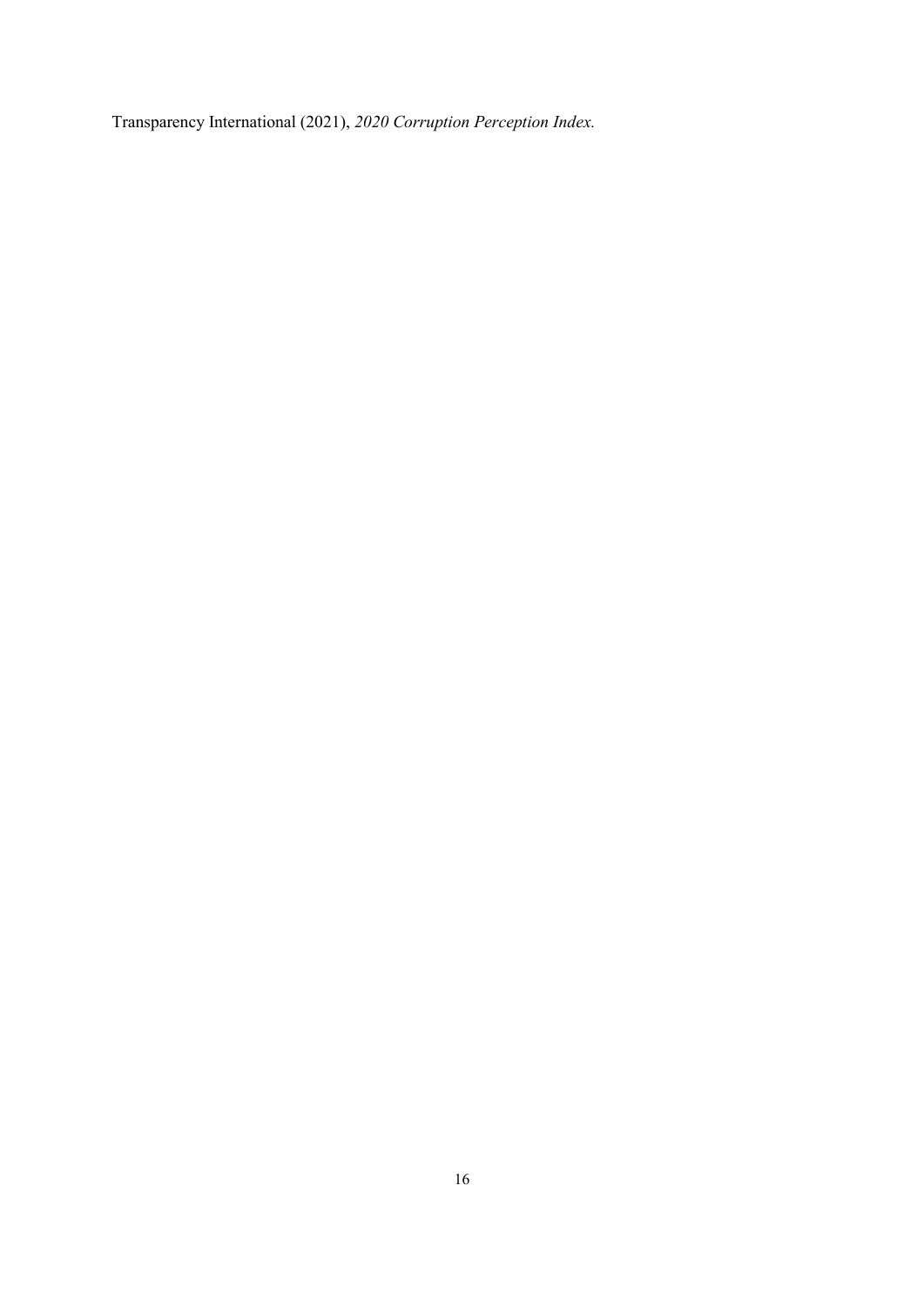Transparency International (2021), *2020 Corruption Perception Index.*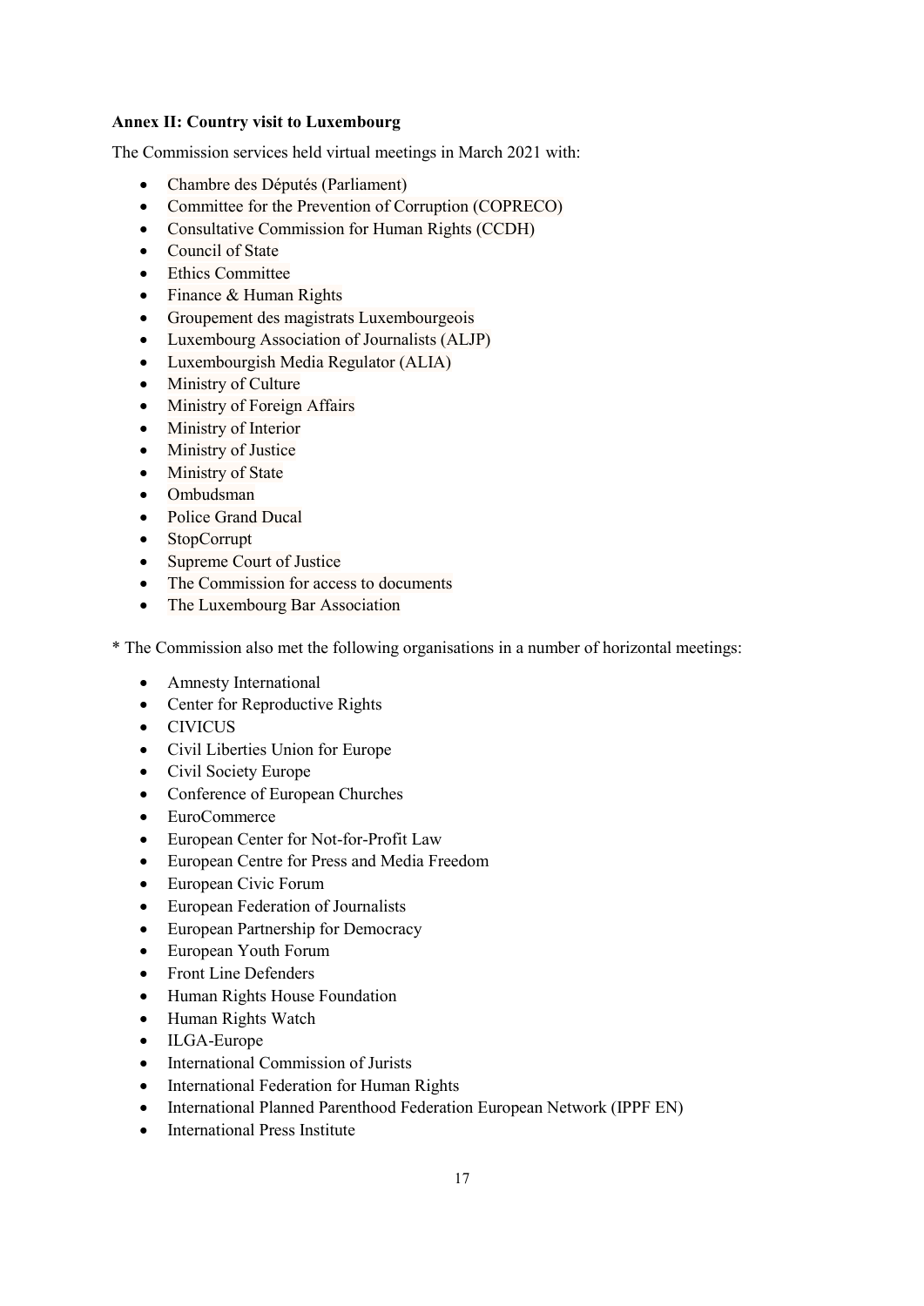**Annex II: Country visit to Luxembourg**

The Commission services held virtual meetings in March 2021 with:

- Chambre des Députés (Parliament)
- Committee for the Prevention of Corruption (COPRECO)
- Consultative Commission for Human Rights (CCDH)
- Council of State
- Ethics Committee
- Finance & Human Rights
- Groupement des magistrats Luxembourgeois
- Luxembourg Association of Journalists (ALJP)
- Luxembourgish Media Regulator (ALIA)
- Ministry of Culture
- Ministry of Foreign Affairs
- Ministry of Interior
- Ministry of Justice
- Ministry of State
- Ombudsman
- Police Grand Ducal
- StopCorrupt
- Supreme Court of Justice
- The Commission for access to documents
- The Luxembourg Bar Association

* The Commission also met the following organisations in a number of horizontal meetings:

- Amnesty International
- Center for Reproductive Rights
- CIVICUS
- Civil Liberties Union for Europe
- Civil Society Europe
- Conference of European Churches
- EuroCommerce
- European Center for Not-for-Profit Law
- European Centre for Press and Media Freedom
- European Civic Forum
- European Federation of Journalists
- European Partnership for Democracy
- European Youth Forum
- Front Line Defenders
- Human Rights House Foundation
- Human Rights Watch
- ILGA-Europe
- International Commission of Jurists
- International Federation for Human Rights
- International Planned Parenthood Federation European Network (IPPF EN)
- International Press Institute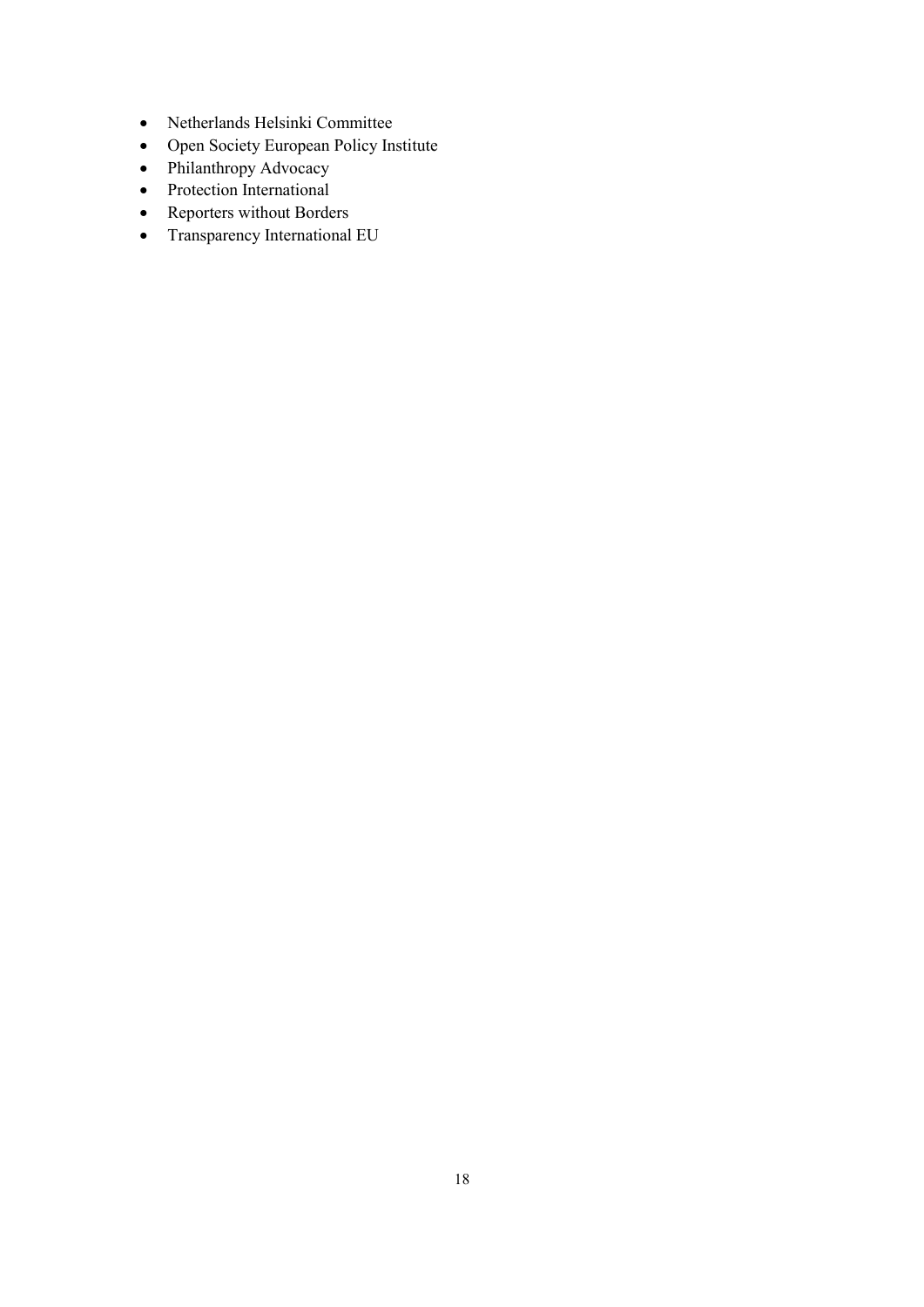- Netherlands Helsinki Committee
- Open Society European Policy Institute
- Philanthropy Advocacy
- Protection International
- Reporters without Borders
- Transparency International EU